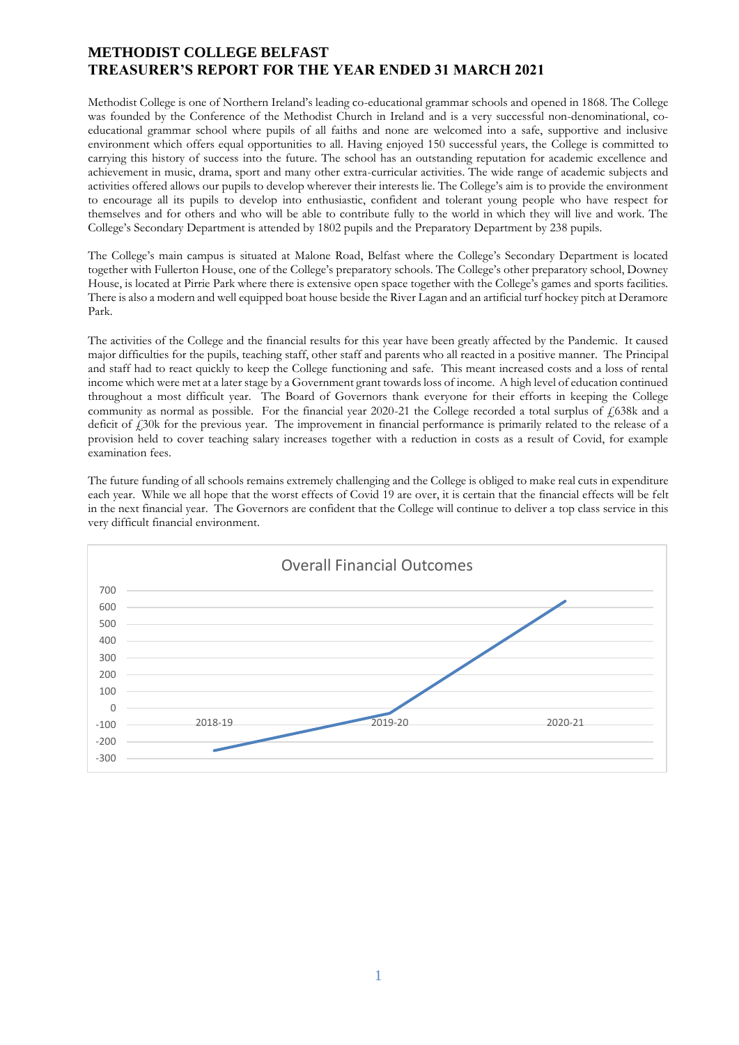# METHODIST COLLEGE BELFAST
# TREASURER'S REPORT FOR THE YEAR ENDED 31 MARCH 2021

Methodist College is one of Northern Ireland's leading co-educational grammar schools and opened in 1868. The College was founded by the Conference of the Methodist Church in Ireland and is a very successful non-denominational, co-educational grammar school where pupils of all faiths and none are welcomed into a safe, supportive and inclusive environment which offers equal opportunities to all. Having enjoyed 150 successful years, the College is committed to carrying this history of success into the future. The school has an outstanding reputation for academic excellence and achievement in music, drama, sport and many other extra-curricular activities. The wide range of academic subjects and activities offered allows our pupils to develop wherever their interests lie. The College's aim is to provide the environment to encourage all its pupils to develop into enthusiastic, confident and tolerant young people who have respect for themselves and for others and who will be able to contribute fully to the world in which they will live and work. The College's Secondary Department is attended by 1802 pupils and the Preparatory Department by 238 pupils.

The College's main campus is situated at Malone Road, Belfast where the College's Secondary Department is located together with Fullerton House, one of the College's preparatory schools. The College's other preparatory school, Downey House, is located at Pirrie Park where there is extensive open space together with the College's games and sports facilities. There is also a modern and well equipped boat house beside the River Lagan and an artificial turf hockey pitch at Deramore Park.

The activities of the College and the financial results for this year have been greatly affected by the Pandemic. It caused major difficulties for the pupils, teaching staff, other staff and parents who all reacted in a positive manner. The Principal and staff had to react quickly to keep the College functioning and safe. This meant increased costs and a loss of rental income which were met at a later stage by a Government grant towards loss of income. A high level of education continued throughout a most difficult year. The Board of Governors thank everyone for their efforts in keeping the College community as normal as possible. For the financial year 2020-21 the College recorded a total surplus of £638k and a deficit of £30k for the previous year. The improvement in financial performance is primarily related to the release of a provision held to cover teaching salary increases together with a reduction in costs as a result of Covid, for example examination fees.

The future funding of all schools remains extremely challenging and the College is obliged to make real cuts in expenditure each year. While we all hope that the worst effects of Covid 19 are over, it is certain that the financial effects will be felt in the next financial year. The Governors are confident that the College will continue to deliver a top class service in this very difficult financial environment.

**Overall Financial Outcomes**

| Year | Outcome (£k, approx.) |
|---|---|
| 2018-19 | -250 |
| 2019-20 | -30 |
| 2020-21 | 638 |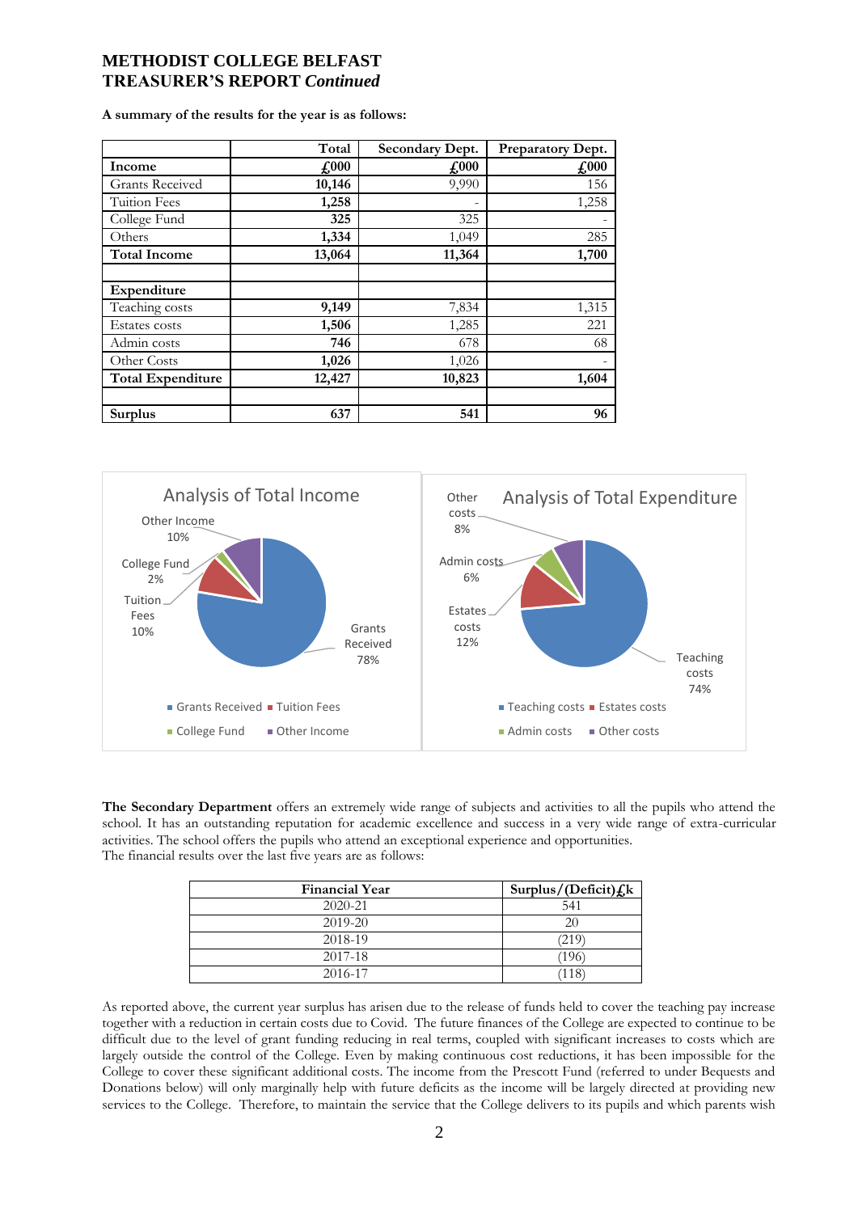## METHODIST COLLEGE BELFAST
## TREASURER'S REPORT *Continued*

**A summary of the results for the year is as follows:**

| | Total | Secondary Dept. | Preparatory Dept. |
|---|---|---|---|
| **Income** | **£000** | **£000** | **£000** |
| Grants Received | **10,146** | 9,990 | 156 |
| Tuition Fees | **1,258** | - | 1,258 |
| College Fund | **325** | 325 | - |
| Others | **1,334** | 1,049 | 285 |
| **Total Income** | **13,064** | **11,364** | **1,700** |
| | | | |
| **Expenditure** | | | |
| Teaching costs | **9,149** | 7,834 | 1,315 |
| Estates costs | **1,506** | 1,285 | 221 |
| Admin costs | **746** | 678 | 68 |
| Other Costs | **1,026** | 1,026 | - |
| **Total Expenditure** | **12,427** | **10,823** | **1,604** |
| | | | |
| **Surplus** | **637** | **541** | **96** |

Analysis of Total Income: Grants Received 78%, Tuition Fees 10%, College Fund 2%, Other Income 10%

Analysis of Total Expenditure: Teaching costs 74%, Estates costs 12%, Admin costs 6%, Other costs 8%

**The Secondary Department** offers an extremely wide range of subjects and activities to all the pupils who attend the school. It has an outstanding reputation for academic excellence and success in a very wide range of extra-curricular activities. The school offers the pupils who attend an exceptional experience and opportunities.
The financial results over the last five years are as follows:

| Financial Year | Surplus/(Deficit)£k |
|---|---|
| 2020-21 | 541 |
| 2019-20 | 20 |
| 2018-19 | (219) |
| 2017-18 | (196) |
| 2016-17 | (118) |

As reported above, the current year surplus has arisen due to the release of funds held to cover the teaching pay increase together with a reduction in certain costs due to Covid. The future finances of the College are expected to continue to be difficult due to the level of grant funding reducing in real terms, coupled with significant increases to costs which are largely outside the control of the College. Even by making continuous cost reductions, it has been impossible for the College to cover these significant additional costs. The income from the Prescott Fund (referred to under Bequests and Donations below) will only marginally help with future deficits as the income will be largely directed at providing new services to the College. Therefore, to maintain the service that the College delivers to its pupils and which parents wish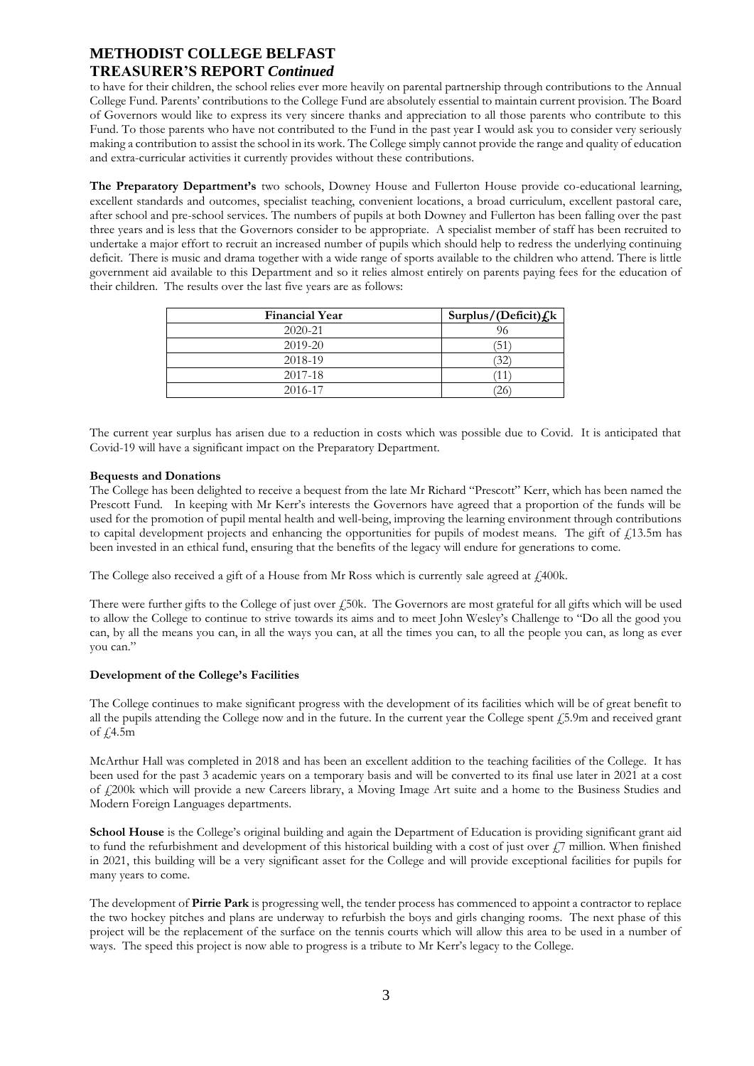to have for their children, the school relies ever more heavily on parental partnership through contributions to the Annual College Fund. Parents' contributions to the College Fund are absolutely essential to maintain current provision. The Board of Governors would like to express its very sincere thanks and appreciation to all those parents who contribute to this Fund. To those parents who have not contributed to the Fund in the past year I would ask you to consider very seriously making a contribution to assist the school in its work. The College simply cannot provide the range and quality of education and extra-curricular activities it currently provides without these contributions.

**The Preparatory Department's** two schools, Downey House and Fullerton House provide co-educational learning, excellent standards and outcomes, specialist teaching, convenient locations, a broad curriculum, excellent pastoral care, after school and pre-school services. The numbers of pupils at both Downey and Fullerton has been falling over the past three years and is less that the Governors consider to be appropriate. A specialist member of staff has been recruited to undertake a major effort to recruit an increased number of pupils which should help to redress the underlying continuing deficit. There is music and drama together with a wide range of sports available to the children who attend. There is little government aid available to this Department and so it relies almost entirely on parents paying fees for the education of their children. The results over the last five years are as follows:

| Financial Year | Surplus/(Deficit)£k |
|---|---|
| 2020-21 | 96 |
| 2019-20 | (51) |
| 2018-19 | (32) |
| 2017-18 | (11) |
| 2016-17 | (26) |

The current year surplus has arisen due to a reduction in costs which was possible due to Covid. It is anticipated that Covid-19 will have a significant impact on the Preparatory Department.

**Bequests and Donations**

The College has been delighted to receive a bequest from the late Mr Richard "Prescott" Kerr, which has been named the Prescott Fund. In keeping with Mr Kerr's interests the Governors have agreed that a proportion of the funds will be used for the promotion of pupil mental health and well-being, improving the learning environment through contributions to capital development projects and enhancing the opportunities for pupils of modest means. The gift of £13.5m has been invested in an ethical fund, ensuring that the benefits of the legacy will endure for generations to come.

The College also received a gift of a House from Mr Ross which is currently sale agreed at £400k.

There were further gifts to the College of just over £50k. The Governors are most grateful for all gifts which will be used to allow the College to continue to strive towards its aims and to meet John Wesley's Challenge to "Do all the good you can, by all the means you can, in all the ways you can, at all the times you can, to all the people you can, as long as ever you can."

**Development of the College's Facilities**

The College continues to make significant progress with the development of its facilities which will be of great benefit to all the pupils attending the College now and in the future. In the current year the College spent £5.9m and received grant of £4.5m

McArthur Hall was completed in 2018 and has been an excellent addition to the teaching facilities of the College. It has been used for the past 3 academic years on a temporary basis and will be converted to its final use later in 2021 at a cost of £200k which will provide a new Careers library, a Moving Image Art suite and a home to the Business Studies and Modern Foreign Languages departments.

**School House** is the College's original building and again the Department of Education is providing significant grant aid to fund the refurbishment and development of this historical building with a cost of just over £7 million. When finished in 2021, this building will be a very significant asset for the College and will provide exceptional facilities for pupils for many years to come.

The development of **Pirrie Park** is progressing well, the tender process has commenced to appoint a contractor to replace the two hockey pitches and plans are underway to refurbish the boys and girls changing rooms. The next phase of this project will be the replacement of the surface on the tennis courts which will allow this area to be used in a number of ways. The speed this project is now able to progress is a tribute to Mr Kerr's legacy to the College.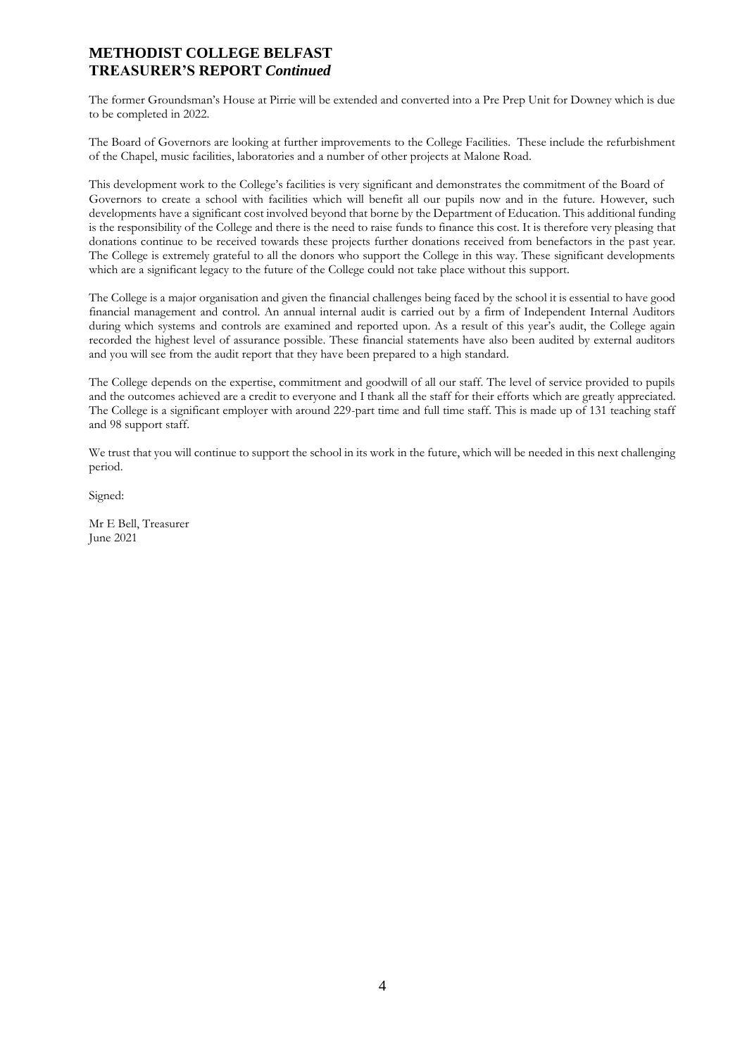# METHODIST COLLEGE BELFAST
# TREASURER'S REPORT *Continued*

The former Groundsman's House at Pirrie will be extended and converted into a Pre Prep Unit for Downey which is due to be completed in 2022.

The Board of Governors are looking at further improvements to the College Facilities. These include the refurbishment of the Chapel, music facilities, laboratories and a number of other projects at Malone Road.

This development work to the College's facilities is very significant and demonstrates the commitment of the Board of Governors to create a school with facilities which will benefit all our pupils now and in the future. However, such developments have a significant cost involved beyond that borne by the Department of Education. This additional funding is the responsibility of the College and there is the need to raise funds to finance this cost. It is therefore very pleasing that donations continue to be received towards these projects further donations received from benefactors in the past year. The College is extremely grateful to all the donors who support the College in this way. These significant developments which are a significant legacy to the future of the College could not take place without this support.

The College is a major organisation and given the financial challenges being faced by the school it is essential to have good financial management and control. An annual internal audit is carried out by a firm of Independent Internal Auditors during which systems and controls are examined and reported upon. As a result of this year's audit, the College again recorded the highest level of assurance possible. These financial statements have also been audited by external auditors and you will see from the audit report that they have been prepared to a high standard.

The College depends on the expertise, commitment and goodwill of all our staff. The level of service provided to pupils and the outcomes achieved are a credit to everyone and I thank all the staff for their efforts which are greatly appreciated. The College is a significant employer with around 229-part time and full time staff. This is made up of 131 teaching staff and 98 support staff.

We trust that you will continue to support the school in its work in the future, which will be needed in this next challenging period.

Signed:

Mr E Bell, Treasurer
June 2021